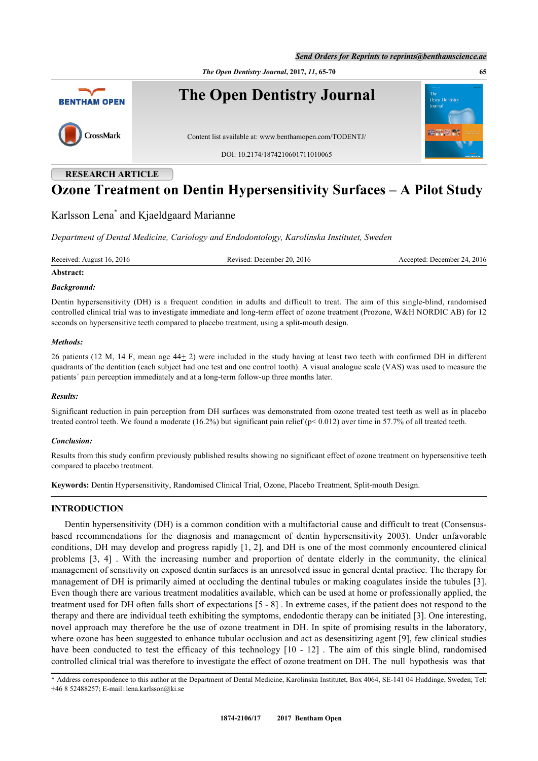RESEARCH ARTICLE

# Ozone Treatment on Dentin Hypersensitivity Surfaces – A Pilot Study

Karlsson Lena* and Kjaeldgaard Marianne

*Department of Dental Medicine, Cariology and Endodontology, Karolinska Institutet, Sweden*

Received: August 16, 2016 | Revised: December 20, 2016 | Accepted: December 24, 2016

**Abstract:**

***Background:***

Dentin hypersensitivity (DH) is a frequent condition in adults and difficult to treat. The aim of this single-blind, randomised controlled clinical trial was to investigate immediate and long-term effect of ozone treatment (Prozone, W&H NORDIC AB) for 12 seconds on hypersensitive teeth compared to placebo treatment, using a split-mouth design.

***Methods:***

26 patients (12 M, 14 F, mean age 44$\pm$ 2) were included in the study having at least two teeth with confirmed DH in different quadrants of the dentition (each subject had one test and one control tooth). A visual analogue scale (VAS) was used to measure the patients´ pain perception immediately and at a long-term follow-up three months later.

***Results:***

Significant reduction in pain perception from DH surfaces was demonstrated from ozone treated test teeth as well as in placebo treated control teeth. We found a moderate (16.2%) but significant pain relief ($p< 0.012$) over time in 57.7% of all treated teeth.

***Conclusion:***

Results from this study confirm previously published results showing no significant effect of ozone treatment on hypersensitive teeth compared to placebo treatment.

**Keywords:** Dentin Hypersensitivity, Randomised Clinical Trial, Ozone, Placebo Treatment, Split-mouth Design.

## INTRODUCTION

Dentin hypersensitivity (DH) is a common condition with a multifactorial cause and difficult to treat (Consensus-based recommendations for the diagnosis and management of dentin hypersensitivity 2003). Under unfavorable conditions, DH may develop and progress rapidly [1, 2], and DH is one of the most commonly encountered clinical problems [3, 4] . With the increasing number and proportion of dentate elderly in the community, the clinical management of sensitivity on exposed dentin surfaces is an unresolved issue in general dental practice. The therapy for management of DH is primarily aimed at occluding the dentinal tubules or making coagulates inside the tubules [3]. Even though there are various treatment modalities available, which can be used at home or professionally applied, the treatment used for DH often falls short of expectations [5 - 8] . In extreme cases, if the patient does not respond to the therapy and there are individual teeth exhibiting the symptoms, endodontic therapy can be initiated [3]. One interesting, novel approach may therefore be the use of ozone treatment in DH. In spite of promising results in the laboratory, where ozone has been suggested to enhance tubular occlusion and act as desensitizing agent [9], few clinical studies have been conducted to test the efficacy of this technology [10 - 12] . The aim of this single blind, randomised controlled clinical trial was therefore to investigate the effect of ozone treatment on DH. The null hypothesis was that

* Address correspondence to this author at the Department of Dental Medicine, Karolinska Institutet, Box 4064, SE-141 04 Huddinge, Sweden; Tel: +46 8 52488257; E-mail: lena.karlsson@ki.se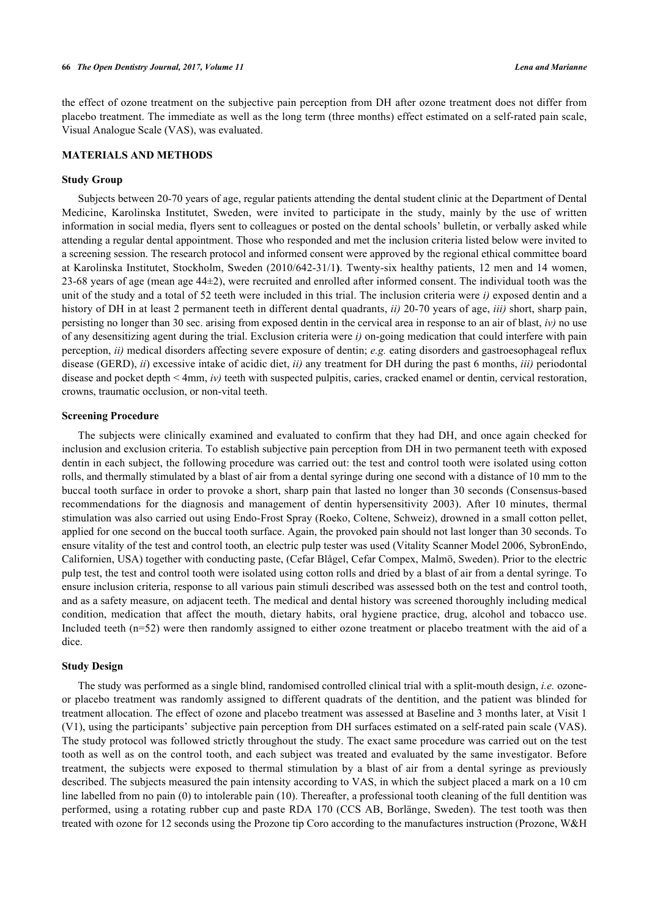the effect of ozone treatment on the subjective pain perception from DH after ozone treatment does not differ from placebo treatment. The immediate as well as the long term (three months) effect estimated on a self-rated pain scale, Visual Analogue Scale (VAS), was evaluated.

## MATERIALS AND METHODS

### Study Group

Subjects between 20-70 years of age, regular patients attending the dental student clinic at the Department of Dental Medicine, Karolinska Institutet, Sweden, were invited to participate in the study, mainly by the use of written information in social media, flyers sent to colleagues or posted on the dental schools' bulletin, or verbally asked while attending a regular dental appointment. Those who responded and met the inclusion criteria listed below were invited to a screening session. The research protocol and informed consent were approved by the regional ethical committee board at Karolinska Institutet, Stockholm, Sweden (2010/642-31/1**)**. Twenty-six healthy patients, 12 men and 14 women, 23-68 years of age (mean age 44±2), were recruited and enrolled after informed consent. The individual tooth was the unit of the study and a total of 52 teeth were included in this trial. The inclusion criteria were *i)* exposed dentin and a history of DH in at least 2 permanent teeth in different dental quadrants, *ii)* 20-70 years of age, *iii)* short, sharp pain, persisting no longer than 30 sec. arising from exposed dentin in the cervical area in response to an air of blast, *iv)* no use of any desensitizing agent during the trial. Exclusion criteria were *i)* on-going medication that could interfere with pain perception, *ii)* medical disorders affecting severe exposure of dentin; *e.g.* eating disorders and gastroesophageal reflux disease (GERD), *ii*) excessive intake of acidic diet, *ii)* any treatment for DH during the past 6 months, *iii)* periodontal disease and pocket depth < 4mm, *iv)* teeth with suspected pulpitis, caries, cracked enamel or dentin, cervical restoration, crowns, traumatic occlusion, or non-vital teeth.

### Screening Procedure

The subjects were clinically examined and evaluated to confirm that they had DH, and once again checked for inclusion and exclusion criteria. To establish subjective pain perception from DH in two permanent teeth with exposed dentin in each subject, the following procedure was carried out: the test and control tooth were isolated using cotton rolls, and thermally stimulated by a blast of air from a dental syringe during one second with a distance of 10 mm to the buccal tooth surface in order to provoke a short, sharp pain that lasted no longer than 30 seconds (Consensus-based recommendations for the diagnosis and management of dentin hypersensitivity 2003). After 10 minutes, thermal stimulation was also carried out using Endo-Frost Spray (Roeko, Coltene, Schweiz), drowned in a small cotton pellet, applied for one second on the buccal tooth surface. Again, the provoked pain should not last longer than 30 seconds. To ensure vitality of the test and control tooth, an electric pulp tester was used (Vitality Scanner Model 2006, SybronEndo, Californien, USA) together with conducting paste, (Cefar Blågel, Cefar Compex, Malmö, Sweden). Prior to the electric pulp test, the test and control tooth were isolated using cotton rolls and dried by a blast of air from a dental syringe. To ensure inclusion criteria, response to all various pain stimuli described was assessed both on the test and control tooth, and as a safety measure, on adjacent teeth. The medical and dental history was screened thoroughly including medical condition, medication that affect the mouth, dietary habits, oral hygiene practice, drug, alcohol and tobacco use. Included teeth (n=52) were then randomly assigned to either ozone treatment or placebo treatment with the aid of a dice.

### Study Design

The study was performed as a single blind, randomised controlled clinical trial with a split-mouth design, *i.e.* ozone- or placebo treatment was randomly assigned to different quadrats of the dentition, and the patient was blinded for treatment allocation. The effect of ozone and placebo treatment was assessed at Baseline and 3 months later, at Visit 1 (V1), using the participants' subjective pain perception from DH surfaces estimated on a self-rated pain scale (VAS). The study protocol was followed strictly throughout the study. The exact same procedure was carried out on the test tooth as well as on the control tooth, and each subject was treated and evaluated by the same investigator. Before treatment, the subjects were exposed to thermal stimulation by a blast of air from a dental syringe as previously described. The subjects measured the pain intensity according to VAS, in which the subject placed a mark on a 10 cm line labelled from no pain (0) to intolerable pain (10). Thereafter, a professional tooth cleaning of the full dentition was performed, using a rotating rubber cup and paste RDA 170 (CCS AB, Borlänge, Sweden). The test tooth was then treated with ozone for 12 seconds using the Prozone tip Coro according to the manufactures instruction (Prozone, W&H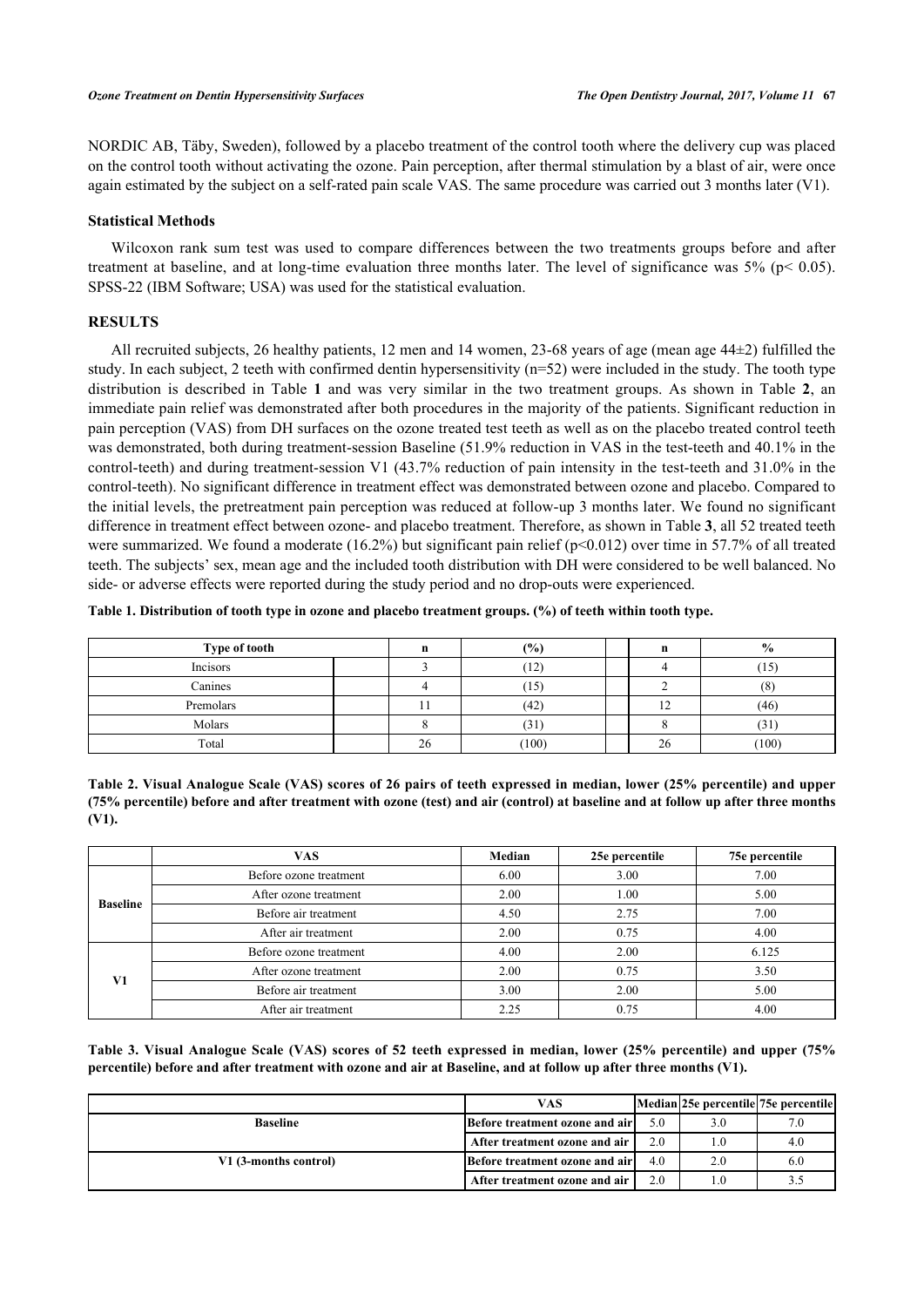NORDIC AB, Täby, Sweden), followed by a placebo treatment of the control tooth where the delivery cup was placed on the control tooth without activating the ozone. Pain perception, after thermal stimulation by a blast of air, were once again estimated by the subject on a self-rated pain scale VAS. The same procedure was carried out 3 months later (V1).

### Statistical Methods

Wilcoxon rank sum test was used to compare differences between the two treatments groups before and after treatment at baseline, and at long-time evaluation three months later. The level of significance was 5% ($p < 0.05$). SPSS-22 (IBM Software; USA) was used for the statistical evaluation.

## RESULTS

All recruited subjects, 26 healthy patients, 12 men and 14 women, 23-68 years of age (mean age 44±2) fulfilled the study. In each subject, 2 teeth with confirmed dentin hypersensitivity (n=52) were included in the study. The tooth type distribution is described in Table **1** and was very similar in the two treatment groups. As shown in Table **2**, an immediate pain relief was demonstrated after both procedures in the majority of the patients. Significant reduction in pain perception (VAS) from DH surfaces on the ozone treated test teeth as well as on the placebo treated control teeth was demonstrated, both during treatment-session Baseline (51.9% reduction in VAS in the test-teeth and 40.1% in the control-teeth) and during treatment-session V1 (43.7% reduction of pain intensity in the test-teeth and 31.0% in the control-teeth). No significant difference in treatment effect was demonstrated between ozone and placebo. Compared to the initial levels, the pretreatment pain perception was reduced at follow-up 3 months later. We found no significant difference in treatment effect between ozone- and placebo treatment. Therefore, as shown in Table **3**, all 52 treated teeth were summarized. We found a moderate (16.2%) but significant pain relief ($p<0.012$) over time in 57.7% of all treated teeth. The subjects' sex, mean age and the included tooth distribution with DH were considered to be well balanced. No side- or adverse effects were reported during the study period and no drop-outs were experienced.

**Table 1. Distribution of tooth type in ozone and placebo treatment groups. (%) of teeth within tooth type.**

| Type of tooth | | n | (%) | | n | % |
|---|---|---|---|---|---|---|
| Incisors | | 3 | (12) | | 4 | (15) |
| Canines | | 4 | (15) | | 2 | (8) |
| Premolars | | 11 | (42) | | 12 | (46) |
| Molars | | 8 | (31) | | 8 | (31) |
| Total | | 26 | (100) | | 26 | (100) |

**Table 2. Visual Analogue Scale (VAS) scores of 26 pairs of teeth expressed in median, lower (25% percentile) and upper (75% percentile) before and after treatment with ozone (test) and air (control) at baseline and at follow up after three months (V1).**

| | VAS | Median | 25e percentile | 75e percentile |
|---|---|---|---|---|
| **Baseline** | Before ozone treatment | 6.00 | 3.00 | 7.00 |
| | After ozone treatment | 2.00 | 1.00 | 5.00 |
| | Before air treatment | 4.50 | 2.75 | 7.00 |
| | After air treatment | 2.00 | 0.75 | 4.00 |
| **V1** | Before ozone treatment | 4.00 | 2.00 | 6.125 |
| | After ozone treatment | 2.00 | 0.75 | 3.50 |
| | Before air treatment | 3.00 | 2.00 | 5.00 |
| | After air treatment | 2.25 | 0.75 | 4.00 |

**Table 3. Visual Analogue Scale (VAS) scores of 52 teeth expressed in median, lower (25% percentile) and upper (75% percentile) before and after treatment with ozone and air at Baseline, and at follow up after three months (V1).**

| | VAS | Median | 25e percentile | 75e percentile |
|---|---|---|---|---|
| **Baseline** | **Before treatment ozone and air** | 5.0 | 3.0 | 7.0 |
| | **After treatment ozone and air** | 2.0 | 1.0 | 4.0 |
| **V1 (3-months control)** | **Before treatment ozone and air** | 4.0 | 2.0 | 6.0 |
| | **After treatment ozone and air** | 2.0 | 1.0 | 3.5 |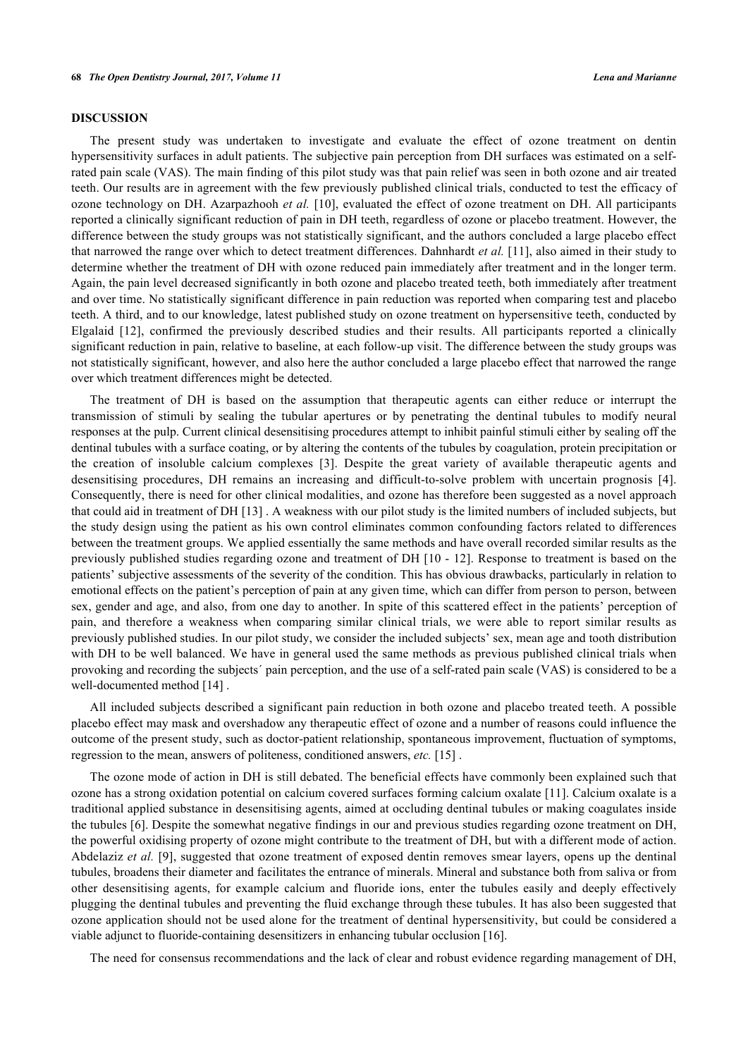## DISCUSSION

The present study was undertaken to investigate and evaluate the effect of ozone treatment on dentin hypersensitivity surfaces in adult patients. The subjective pain perception from DH surfaces was estimated on a self-rated pain scale (VAS). The main finding of this pilot study was that pain relief was seen in both ozone and air treated teeth. Our results are in agreement with the few previously published clinical trials, conducted to test the efficacy of ozone technology on DH. Azarpazhooh *et al.* [10], evaluated the effect of ozone treatment on DH. All participants reported a clinically significant reduction of pain in DH teeth, regardless of ozone or placebo treatment. However, the difference between the study groups was not statistically significant, and the authors concluded a large placebo effect that narrowed the range over which to detect treatment differences. Dahnhardt *et al.* [11], also aimed in their study to determine whether the treatment of DH with ozone reduced pain immediately after treatment and in the longer term. Again, the pain level decreased significantly in both ozone and placebo treated teeth, both immediately after treatment and over time. No statistically significant difference in pain reduction was reported when comparing test and placebo teeth. A third, and to our knowledge, latest published study on ozone treatment on hypersensitive teeth, conducted by Elgalaid [12], confirmed the previously described studies and their results. All participants reported a clinically significant reduction in pain, relative to baseline, at each follow-up visit. The difference between the study groups was not statistically significant, however, and also here the author concluded a large placebo effect that narrowed the range over which treatment differences might be detected.

The treatment of DH is based on the assumption that therapeutic agents can either reduce or interrupt the transmission of stimuli by sealing the tubular apertures or by penetrating the dentinal tubules to modify neural responses at the pulp. Current clinical desensitising procedures attempt to inhibit painful stimuli either by sealing off the dentinal tubules with a surface coating, or by altering the contents of the tubules by coagulation, protein precipitation or the creation of insoluble calcium complexes [3]. Despite the great variety of available therapeutic agents and desensitising procedures, DH remains an increasing and difficult-to-solve problem with uncertain prognosis [4]. Consequently, there is need for other clinical modalities, and ozone has therefore been suggested as a novel approach that could aid in treatment of DH [13] . A weakness with our pilot study is the limited numbers of included subjects, but the study design using the patient as his own control eliminates common confounding factors related to differences between the treatment groups. We applied essentially the same methods and have overall recorded similar results as the previously published studies regarding ozone and treatment of DH [10 - 12]. Response to treatment is based on the patients' subjective assessments of the severity of the condition. This has obvious drawbacks, particularly in relation to emotional effects on the patient's perception of pain at any given time, which can differ from person to person, between sex, gender and age, and also, from one day to another. In spite of this scattered effect in the patients' perception of pain, and therefore a weakness when comparing similar clinical trials, we were able to report similar results as previously published studies. In our pilot study, we consider the included subjects' sex, mean age and tooth distribution with DH to be well balanced. We have in general used the same methods as previous published clinical trials when provoking and recording the subjects´ pain perception, and the use of a self-rated pain scale (VAS) is considered to be a well-documented method [14] .

All included subjects described a significant pain reduction in both ozone and placebo treated teeth. A possible placebo effect may mask and overshadow any therapeutic effect of ozone and a number of reasons could influence the outcome of the present study, such as doctor-patient relationship, spontaneous improvement, fluctuation of symptoms, regression to the mean, answers of politeness, conditioned answers, *etc.* [15] .

The ozone mode of action in DH is still debated. The beneficial effects have commonly been explained such that ozone has a strong oxidation potential on calcium covered surfaces forming calcium oxalate [11]. Calcium oxalate is a traditional applied substance in desensitising agents, aimed at occluding dentinal tubules or making coagulates inside the tubules [6]. Despite the somewhat negative findings in our and previous studies regarding ozone treatment on DH, the powerful oxidising property of ozone might contribute to the treatment of DH, but with a different mode of action. Abdelaziz *et al.* [9], suggested that ozone treatment of exposed dentin removes smear layers, opens up the dentinal tubules, broadens their diameter and facilitates the entrance of minerals. Mineral and substance both from saliva or from other desensitising agents, for example calcium and fluoride ions, enter the tubules easily and deeply effectively plugging the dentinal tubules and preventing the fluid exchange through these tubules. It has also been suggested that ozone application should not be used alone for the treatment of dentinal hypersensitivity, but could be considered a viable adjunct to fluoride-containing desensitizers in enhancing tubular occlusion [16].

The need for consensus recommendations and the lack of clear and robust evidence regarding management of DH,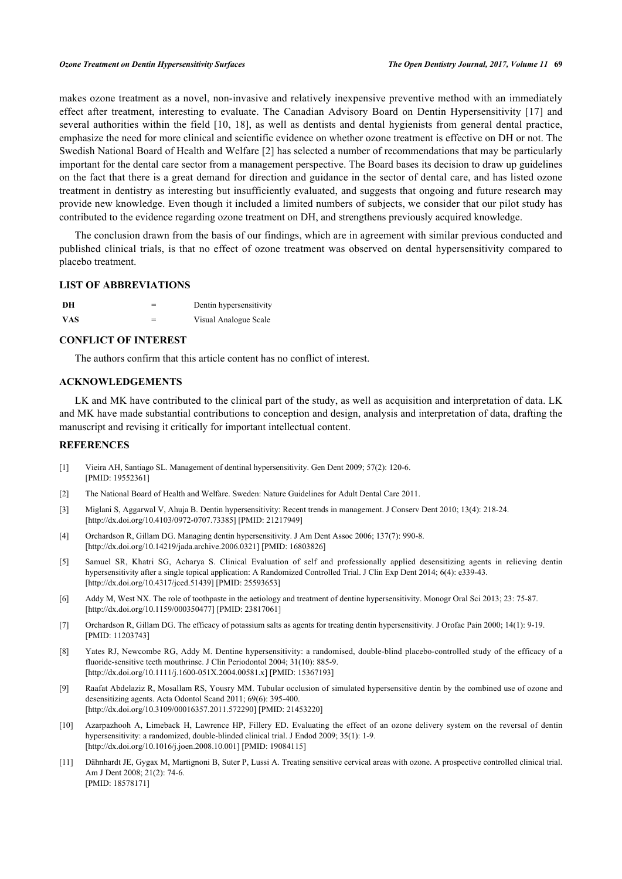makes ozone treatment as a novel, non-invasive and relatively inexpensive preventive method with an immediately effect after treatment, interesting to evaluate. The Canadian Advisory Board on Dentin Hypersensitivity [17] and several authorities within the field [10, 18], as well as dentists and dental hygienists from general dental practice, emphasize the need for more clinical and scientific evidence on whether ozone treatment is effective on DH or not. The Swedish National Board of Health and Welfare [2] has selected a number of recommendations that may be particularly important for the dental care sector from a management perspective. The Board bases its decision to draw up guidelines on the fact that there is a great demand for direction and guidance in the sector of dental care, and has listed ozone treatment in dentistry as interesting but insufficiently evaluated, and suggests that ongoing and future research may provide new knowledge. Even though it included a limited numbers of subjects, we consider that our pilot study has contributed to the evidence regarding ozone treatment on DH, and strengthens previously acquired knowledge.

The conclusion drawn from the basis of our findings, which are in agreement with similar previous conducted and published clinical trials, is that no effect of ozone treatment was observed on dental hypersensitivity compared to placebo treatment.

## LIST OF ABBREVIATIONS

| | | |
|---|---|---|
| **DH** | = | Dentin hypersensitivity |
| **VAS** | = | Visual Analogue Scale |

## CONFLICT OF INTEREST

The authors confirm that this article content has no conflict of interest.

## ACKNOWLEDGEMENTS

LK and MK have contributed to the clinical part of the study, as well as acquisition and interpretation of data. LK and MK have made substantial contributions to conception and design, analysis and interpretation of data, drafting the manuscript and revising it critically for important intellectual content.

## REFERENCES

[1] Vieira AH, Santiago SL. Management of dentinal hypersensitivity. Gen Dent 2009; 57(2): 120-6. [PMID: 19552361]

[2] The National Board of Health and Welfare. Sweden: Nature Guidelines for Adult Dental Care 2011.

[3] Miglani S, Aggarwal V, Ahuja B. Dentin hypersensitivity: Recent trends in management. J Conserv Dent 2010; 13(4): 218-24. [http://dx.doi.org/10.4103/0972-0707.73385] [PMID: 21217949]

[4] Orchardson R, Gillam DG. Managing dentin hypersensitivity. J Am Dent Assoc 2006; 137(7): 990-8. [http://dx.doi.org/10.14219/jada.archive.2006.0321] [PMID: 16803826]

[5] Samuel SR, Khatri SG, Acharya S. Clinical Evaluation of self and professionally applied desensitizing agents in relieving dentin hypersensitivity after a single topical application: A Randomized Controlled Trial. J Clin Exp Dent 2014; 6(4): e339-43. [http://dx.doi.org/10.4317/jced.51439] [PMID: 25593653]

[6] Addy M, West NX. The role of toothpaste in the aetiology and treatment of dentine hypersensitivity. Monogr Oral Sci 2013; 23: 75-87. [http://dx.doi.org/10.1159/000350477] [PMID: 23817061]

[7] Orchardson R, Gillam DG. The efficacy of potassium salts as agents for treating dentin hypersensitivity. J Orofac Pain 2000; 14(1): 9-19. [PMID: 11203743]

[8] Yates RJ, Newcombe RG, Addy M. Dentine hypersensitivity: a randomised, double-blind placebo-controlled study of the efficacy of a fluoride-sensitive teeth mouthrinse. J Clin Periodontol 2004; 31(10): 885-9. [http://dx.doi.org/10.1111/j.1600-051X.2004.00581.x] [PMID: 15367193]

[9] Raafat Abdelaziz R, Mosallam RS, Yousry MM. Tubular occlusion of simulated hypersensitive dentin by the combined use of ozone and desensitizing agents. Acta Odontol Scand 2011; 69(6): 395-400. [http://dx.doi.org/10.3109/00016357.2011.572290] [PMID: 21453220]

[10] Azarpazhooh A, Limeback H, Lawrence HP, Fillery ED. Evaluating the effect of an ozone delivery system on the reversal of dentin hypersensitivity: a randomized, double-blinded clinical trial. J Endod 2009; 35(1): 1-9. [http://dx.doi.org/10.1016/j.joen.2008.10.001] [PMID: 19084115]

[11] Dähnhardt JE, Gygax M, Martignoni B, Suter P, Lussi A. Treating sensitive cervical areas with ozone. A prospective controlled clinical trial. Am J Dent 2008; 21(2): 74-6. [PMID: 18578171]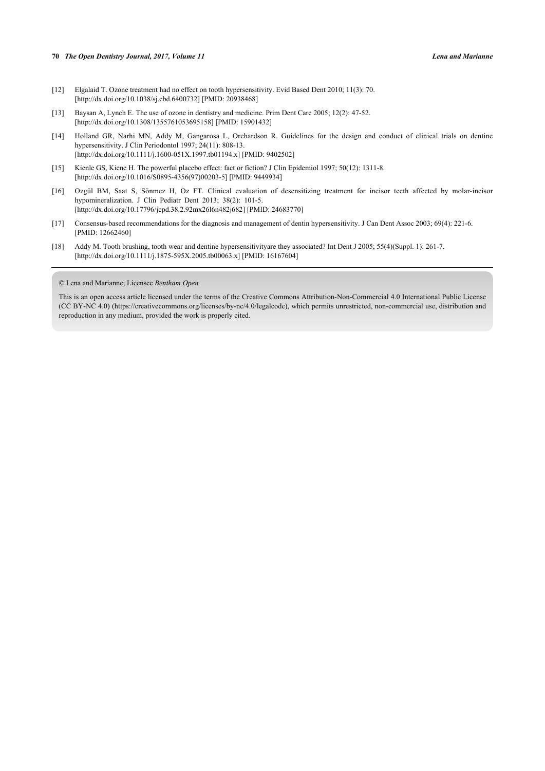[12] Elgalaid T. Ozone treatment had no effect on tooth hypersensitivity. Evid Based Dent 2010; 11(3): 70. [http://dx.doi.org/10.1038/sj.ebd.6400732] [PMID: 20938468]

[13] Baysan A, Lynch E. The use of ozone in dentistry and medicine. Prim Dent Care 2005; 12(2): 47-52. [http://dx.doi.org/10.1308/1355761053695158] [PMID: 15901432]

[14] Holland GR, Narhi MN, Addy M, Gangarosa L, Orchardson R. Guidelines for the design and conduct of clinical trials on dentine hypersensitivity. J Clin Periodontol 1997; 24(11): 808-13. [http://dx.doi.org/10.1111/j.1600-051X.1997.tb01194.x] [PMID: 9402502]

[15] Kienle GS, Kiene H. The powerful placebo effect: fact or fiction? J Clin Epidemiol 1997; 50(12): 1311-8. [http://dx.doi.org/10.1016/S0895-4356(97)00203-5] [PMID: 9449934]

[16] Ozgül BM, Saat S, Sönmez H, Oz FT. Clinical evaluation of desensitizing treatment for incisor teeth affected by molar-incisor hypomineralization. J Clin Pediatr Dent 2013; 38(2): 101-5. [http://dx.doi.org/10.17796/jcpd.38.2.92mx26l6n482j682] [PMID: 24683770]

[17] Consensus-based recommendations for the diagnosis and management of dentin hypersensitivity. J Can Dent Assoc 2003; 69(4): 221-6. [PMID: 12662460]

[18] Addy M. Tooth brushing, tooth wear and dentine hypersensitivityare they associated? Int Dent J 2005; 55(4)(Suppl. 1): 261-7. [http://dx.doi.org/10.1111/j.1875-595X.2005.tb00063.x] [PMID: 16167604]

© Lena and Marianne; Licensee *Bentham Open*

This is an open access article licensed under the terms of the Creative Commons Attribution-Non-Commercial 4.0 International Public License (CC BY-NC 4.0) (https://creativecommons.org/licenses/by-nc/4.0/legalcode), which permits unrestricted, non-commercial use, distribution and reproduction in any medium, provided the work is properly cited.